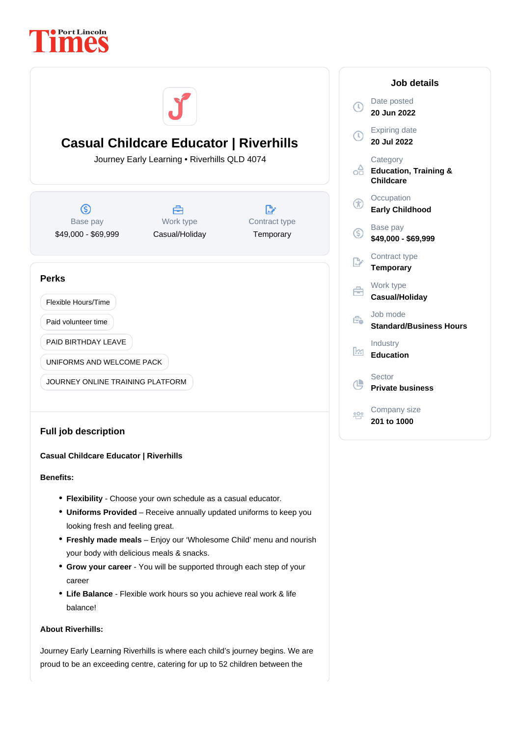Port Lincoln Times

# Casual Childcare Educator | Riverhills

Journey Early Learning • Riverhills QLD 4074

| Base pay | Work type | Contract type |
|---|---|---|
| $49,000 - $69,999 | Casual/Holiday | Temporary |

## Perks

- Flexible Hours/Time
- Paid volunteer time
- PAID BIRTHDAY LEAVE
- UNIFORMS AND WELCOME PACK
- JOURNEY ONLINE TRAINING PLATFORM

## Full job description

**Casual Childcare Educator | Riverhills**

**Benefits:**

- **Flexibility** - Choose your own schedule as a casual educator.
- **Uniforms Provided** – Receive annually updated uniforms to keep you looking fresh and feeling great.
- **Freshly made meals** – Enjoy our 'Wholesome Child' menu and nourish your body with delicious meals & snacks.
- **Grow your career** - You will be supported through each step of your career
- **Life Balance** - Flexible work hours so you achieve real work & life balance!

**About Riverhills:**

Journey Early Learning Riverhills is where each child's journey begins. We are proud to be an exceeding centre, catering for up to 52 children between the

## Job details

Date posted
**20 Jun 2022**

Expiring date
**20 Jul 2022**

Category
**Education, Training & Childcare**

Occupation
**Early Childhood**

Base pay
**$49,000 - $69,999**

Contract type
**Temporary**

Work type
**Casual/Holiday**

Job mode
**Standard/Business Hours**

Industry
**Education**

Sector
**Private business**

Company size
**201 to 1000**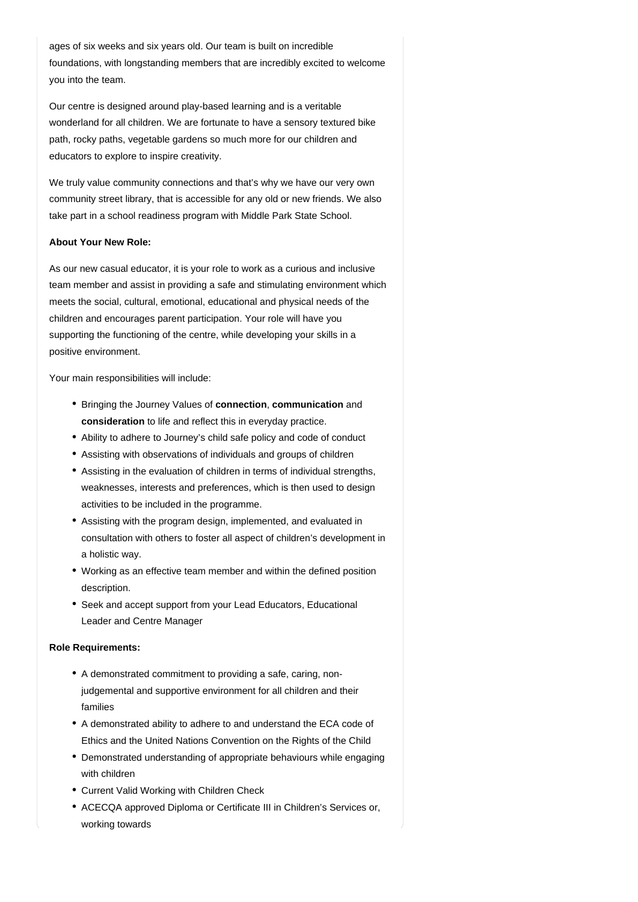ages of six weeks and six years old. Our team is built on incredible foundations, with longstanding members that are incredibly excited to welcome you into the team.

Our centre is designed around play-based learning and is a veritable wonderland for all children. We are fortunate to have a sensory textured bike path, rocky paths, vegetable gardens so much more for our children and educators to explore to inspire creativity.

We truly value community connections and that's why we have our very own community street library, that is accessible for any old or new friends. We also take part in a school readiness program with Middle Park State School.

**About Your New Role:**

As our new casual educator, it is your role to work as a curious and inclusive team member and assist in providing a safe and stimulating environment which meets the social, cultural, emotional, educational and physical needs of the children and encourages parent participation. Your role will have you supporting the functioning of the centre, while developing your skills in a positive environment.

Your main responsibilities will include:

- Bringing the Journey Values of **connection**, **communication** and **consideration** to life and reflect this in everyday practice.
- Ability to adhere to Journey's child safe policy and code of conduct
- Assisting with observations of individuals and groups of children
- Assisting in the evaluation of children in terms of individual strengths, weaknesses, interests and preferences, which is then used to design activities to be included in the programme.
- Assisting with the program design, implemented, and evaluated in consultation with others to foster all aspect of children's development in a holistic way.
- Working as an effective team member and within the defined position description.
- Seek and accept support from your Lead Educators, Educational Leader and Centre Manager

**Role Requirements:**

- A demonstrated commitment to providing a safe, caring, non-judgemental and supportive environment for all children and their families
- A demonstrated ability to adhere to and understand the ECA code of Ethics and the United Nations Convention on the Rights of the Child
- Demonstrated understanding of appropriate behaviours while engaging with children
- Current Valid Working with Children Check
- ACECQA approved Diploma or Certificate III in Children's Services or, working towards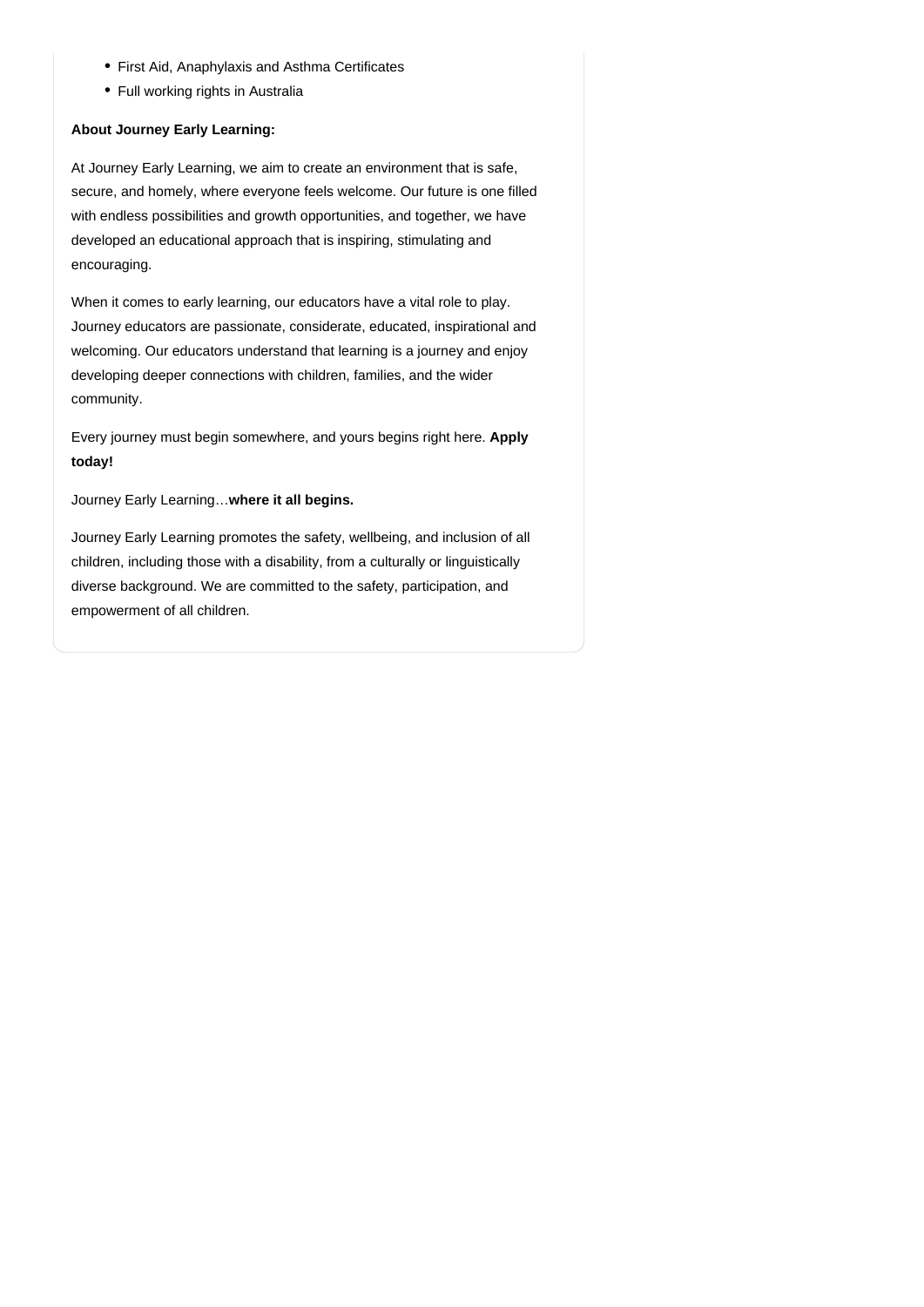- First Aid, Anaphylaxis and Asthma Certificates
- Full working rights in Australia

**About Journey Early Learning:**

At Journey Early Learning, we aim to create an environment that is safe, secure, and homely, where everyone feels welcome. Our future is one filled with endless possibilities and growth opportunities, and together, we have developed an educational approach that is inspiring, stimulating and encouraging.

When it comes to early learning, our educators have a vital role to play. Journey educators are passionate, considerate, educated, inspirational and welcoming. Our educators understand that learning is a journey and enjoy developing deeper connections with children, families, and the wider community.

Every journey must begin somewhere, and yours begins right here. **Apply today!**

Journey Early Learning…**where it all begins.**

Journey Early Learning promotes the safety, wellbeing, and inclusion of all children, including those with a disability, from a culturally or linguistically diverse background. We are committed to the safety, participation, and empowerment of all children.